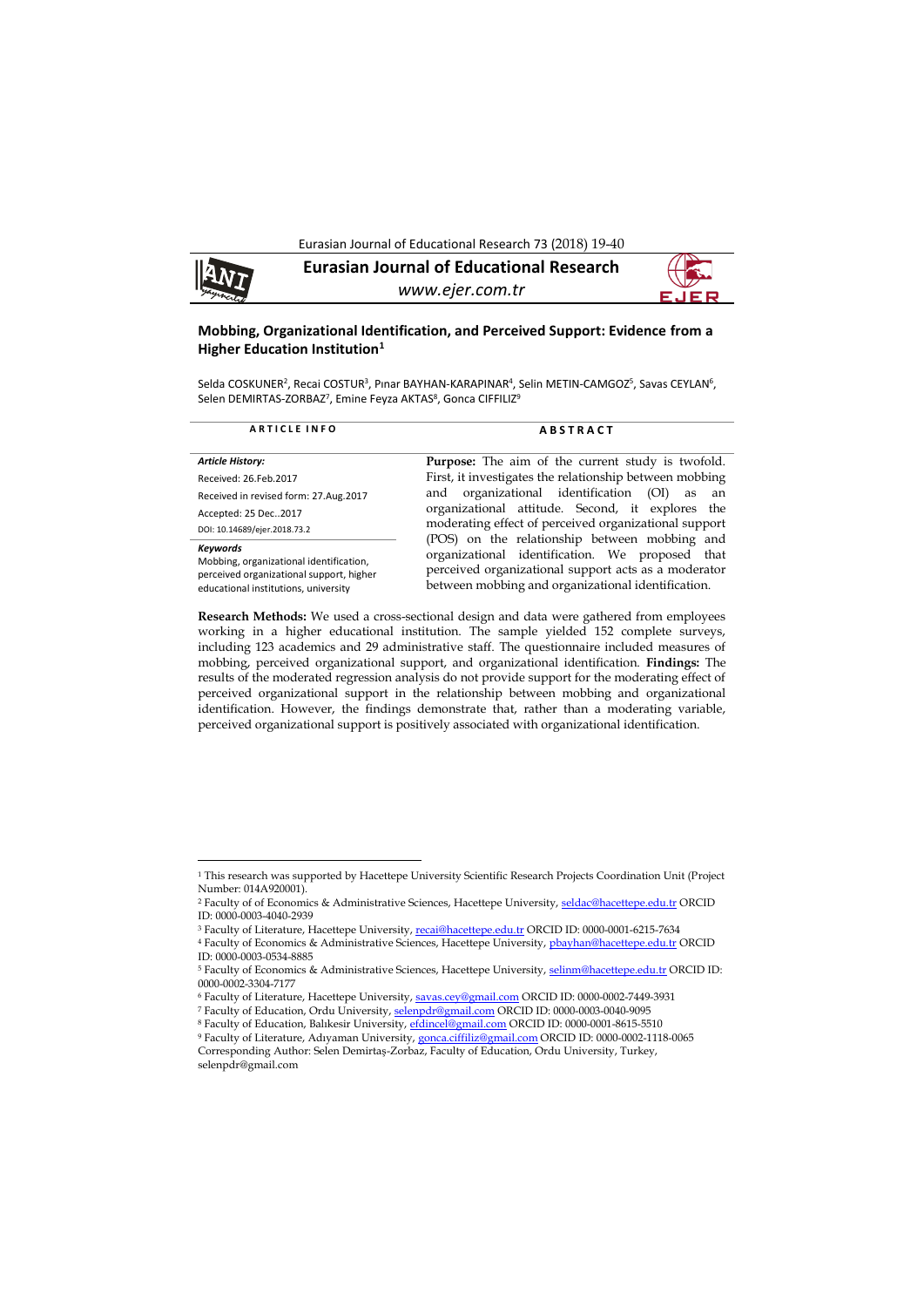# Mobbing, Organizational Identification, and Perceived Support: Evidence from a Higher Education Institution[1]

Selda COSKUNER[2], Recai COSTUR[3], Pınar BAYHAN-KARAPINAR[4], Selin METIN-CAMGOZ[5], Savas CEYLAN[6], Selen DEMIRTAS-ZORBAZ[7], Emine Feyza AKTAS[8], Gonca CIFFILIZ[9]

**ARTICLE INFO**

*Article History:*
Received: 26.Feb.2017
Received in revised form: 27.Aug.2017
Accepted: 25 Dec..2017
DOI: 10.14689/ejer.2018.73.2

*Keywords*
Mobbing, organizational identification, perceived organizational support, higher educational institutions, university

**ABSTRACT**

**Purpose:** The aim of the current study is twofold. First, it investigates the relationship between mobbing and organizational identification (OI) as an organizational attitude. Second, it explores the moderating effect of perceived organizational support (POS) on the relationship between mobbing and organizational identification. We proposed that perceived organizational support acts as a moderator between mobbing and organizational identification.

**Research Methods:** We used a cross-sectional design and data were gathered from employees working in a higher educational institution. The sample yielded 152 complete surveys, including 123 academics and 29 administrative staff. The questionnaire included measures of mobbing, perceived organizational support, and organizational identification. **Findings:** The results of the moderated regression analysis do not provide support for the moderating effect of perceived organizational support in the relationship between mobbing and organizational identification. However, the findings demonstrate that, rather than a moderating variable, perceived organizational support is positively associated with organizational identification.

---

[1] This research was supported by Hacettepe University Scientific Research Projects Coordination Unit (Project Number: 014A920001).

[2] Faculty of of Economics & Administrative Sciences, Hacettepe University, seldac@hacettepe.edu.tr ORCID ID: 0000-0003-4040-2939

[3] Faculty of Literature, Hacettepe University, recai@hacettepe.edu.tr ORCID ID: 0000-0001-6215-7634

[4] Faculty of Economics & Administrative Sciences, Hacettepe University, pbayhan@hacettepe.edu.tr ORCID ID: 0000-0003-0534-8885

[5] Faculty of Economics & Administrative Sciences, Hacettepe University, selinm@hacettepe.edu.tr ORCID ID: 0000-0002-3304-7177

[6] Faculty of Literature, Hacettepe University, savas.cey@gmail.com ORCID ID: 0000-0002-7449-3931

[7] Faculty of Education, Ordu University, selenpdr@gmail.com ORCID ID: 0000-0003-0040-9095

[8] Faculty of Education, Balıkesir University, efdincel@gmail.com ORCID ID: 0000-0001-8615-5510

[9] Faculty of Literature, Adıyaman University, gonca.ciffiliz@gmail.com ORCID ID: 0000-0002-1118-0065

Corresponding Author: Selen Demirtaş-Zorbaz, Faculty of Education, Ordu University, Turkey, selenpdr@gmail.com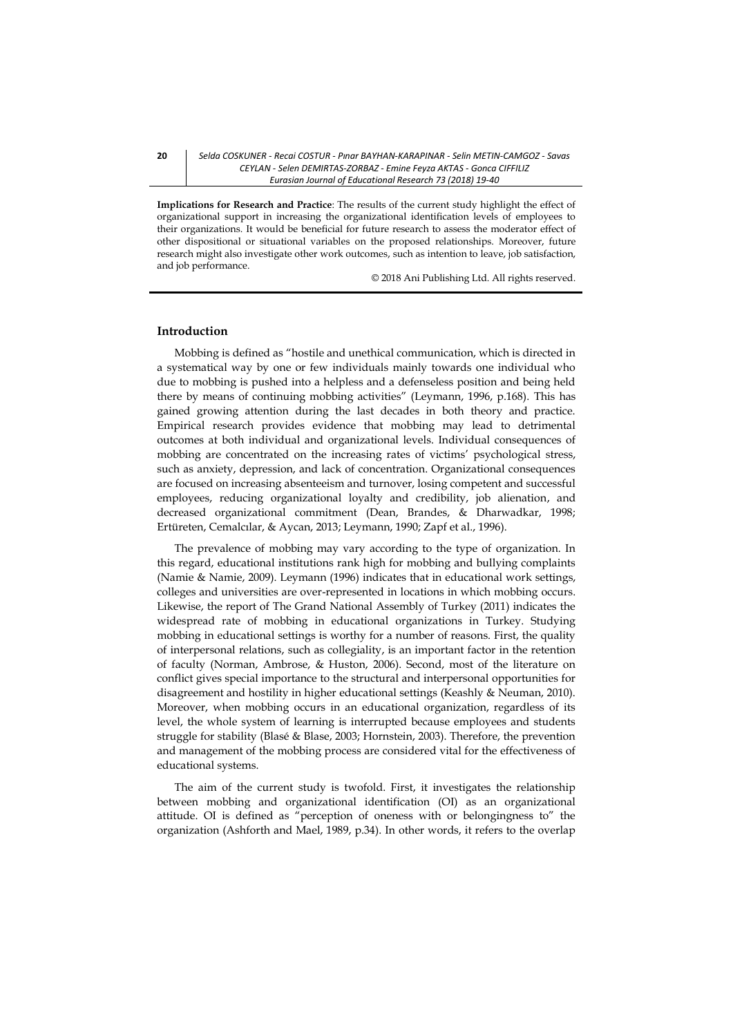**Implications for Research and Practice**: The results of the current study highlight the effect of organizational support in increasing the organizational identification levels of employees to their organizations. It would be beneficial for future research to assess the moderator effect of other dispositional or situational variables on the proposed relationships. Moreover, future research might also investigate other work outcomes, such as intention to leave, job satisfaction, and job performance.

© 2018 Ani Publishing Ltd. All rights reserved.

## Introduction

Mobbing is defined as "hostile and unethical communication, which is directed in a systematical way by one or few individuals mainly towards one individual who due to mobbing is pushed into a helpless and a defenseless position and being held there by means of continuing mobbing activities" (Leymann, 1996, p.168). This has gained growing attention during the last decades in both theory and practice. Empirical research provides evidence that mobbing may lead to detrimental outcomes at both individual and organizational levels. Individual consequences of mobbing are concentrated on the increasing rates of victims' psychological stress, such as anxiety, depression, and lack of concentration. Organizational consequences are focused on increasing absenteeism and turnover, losing competent and successful employees, reducing organizational loyalty and credibility, job alienation, and decreased organizational commitment (Dean, Brandes, & Dharwadkar, 1998; Ertüreten, Cemalcılar, & Aycan, 2013; Leymann, 1990; Zapf et al., 1996).

The prevalence of mobbing may vary according to the type of organization. In this regard, educational institutions rank high for mobbing and bullying complaints (Namie & Namie, 2009). Leymann (1996) indicates that in educational work settings, colleges and universities are over-represented in locations in which mobbing occurs. Likewise, the report of The Grand National Assembly of Turkey (2011) indicates the widespread rate of mobbing in educational organizations in Turkey. Studying mobbing in educational settings is worthy for a number of reasons. First, the quality of interpersonal relations, such as collegiality, is an important factor in the retention of faculty (Norman, Ambrose, & Huston, 2006). Second, most of the literature on conflict gives special importance to the structural and interpersonal opportunities for disagreement and hostility in higher educational settings (Keashly & Neuman, 2010). Moreover, when mobbing occurs in an educational organization, regardless of its level, the whole system of learning is interrupted because employees and students struggle for stability (Blasé & Blase, 2003; Hornstein, 2003). Therefore, the prevention and management of the mobbing process are considered vital for the effectiveness of educational systems.

The aim of the current study is twofold. First, it investigates the relationship between mobbing and organizational identification (OI) as an organizational attitude. OI is defined as "perception of oneness with or belongingness to" the organization (Ashforth and Mael, 1989, p.34). In other words, it refers to the overlap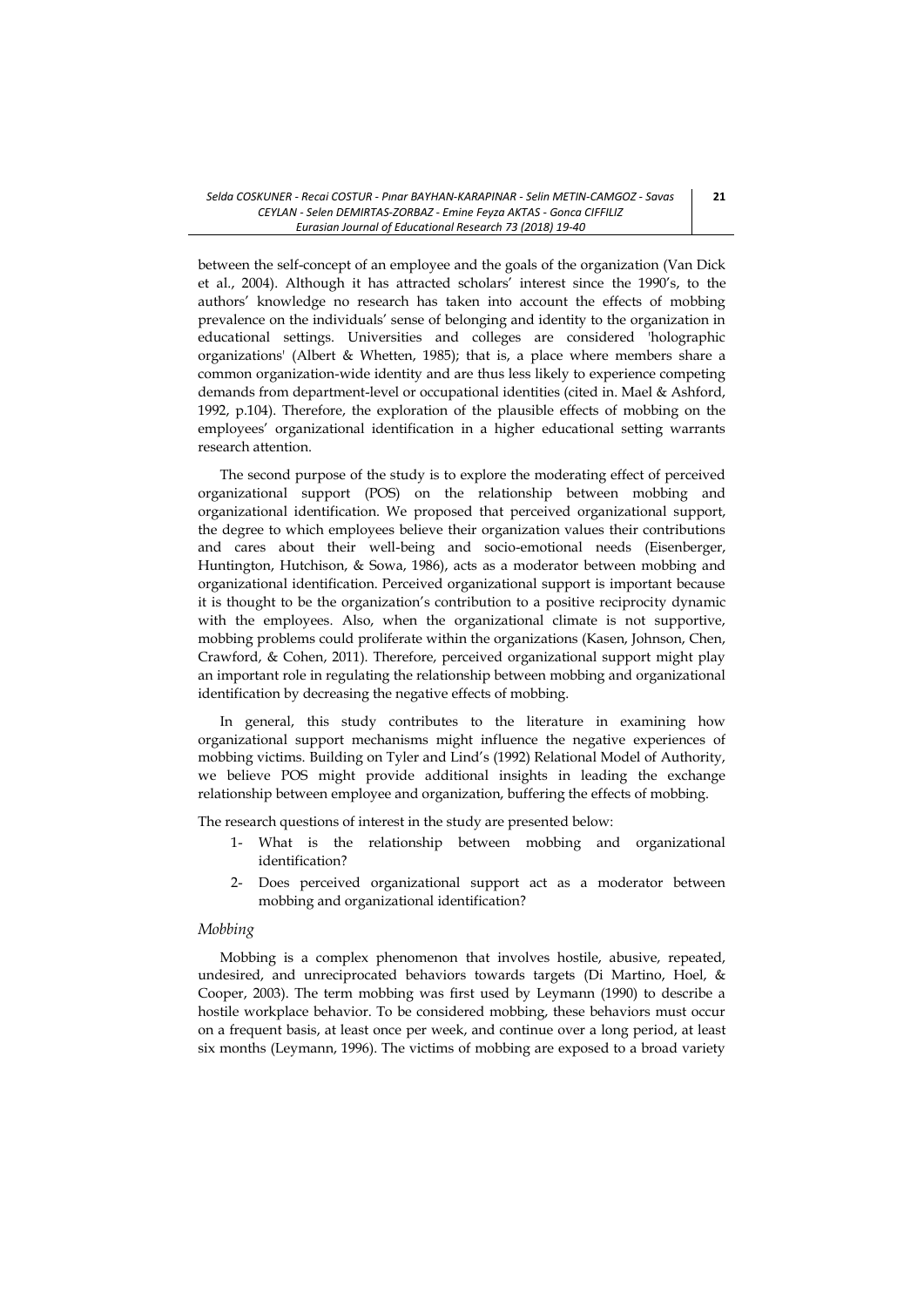between the self-concept of an employee and the goals of the organization (Van Dick et al., 2004). Although it has attracted scholars' interest since the 1990's, to the authors' knowledge no research has taken into account the effects of mobbing prevalence on the individuals' sense of belonging and identity to the organization in educational settings. Universities and colleges are considered 'holographic organizations' (Albert & Whetten, 1985); that is, a place where members share a common organization-wide identity and are thus less likely to experience competing demands from department-level or occupational identities (cited in. Mael & Ashford, 1992, p.104). Therefore, the exploration of the plausible effects of mobbing on the employees' organizational identification in a higher educational setting warrants research attention.

The second purpose of the study is to explore the moderating effect of perceived organizational support (POS) on the relationship between mobbing and organizational identification. We proposed that perceived organizational support, the degree to which employees believe their organization values their contributions and cares about their well-being and socio-emotional needs (Eisenberger, Huntington, Hutchison, & Sowa, 1986), acts as a moderator between mobbing and organizational identification. Perceived organizational support is important because it is thought to be the organization's contribution to a positive reciprocity dynamic with the employees. Also, when the organizational climate is not supportive, mobbing problems could proliferate within the organizations (Kasen, Johnson, Chen, Crawford, & Cohen, 2011). Therefore, perceived organizational support might play an important role in regulating the relationship between mobbing and organizational identification by decreasing the negative effects of mobbing.

In general, this study contributes to the literature in examining how organizational support mechanisms might influence the negative experiences of mobbing victims. Building on Tyler and Lind's (1992) Relational Model of Authority, we believe POS might provide additional insights in leading the exchange relationship between employee and organization, buffering the effects of mobbing.

The research questions of interest in the study are presented below:

1- What is the relationship between mobbing and organizational identification?
2- Does perceived organizational support act as a moderator between mobbing and organizational identification?

*Mobbing*

Mobbing is a complex phenomenon that involves hostile, abusive, repeated, undesired, and unreciprocated behaviors towards targets (Di Martino, Hoel, & Cooper, 2003). The term mobbing was first used by Leymann (1990) to describe a hostile workplace behavior. To be considered mobbing, these behaviors must occur on a frequent basis, at least once per week, and continue over a long period, at least six months (Leymann, 1996). The victims of mobbing are exposed to a broad variety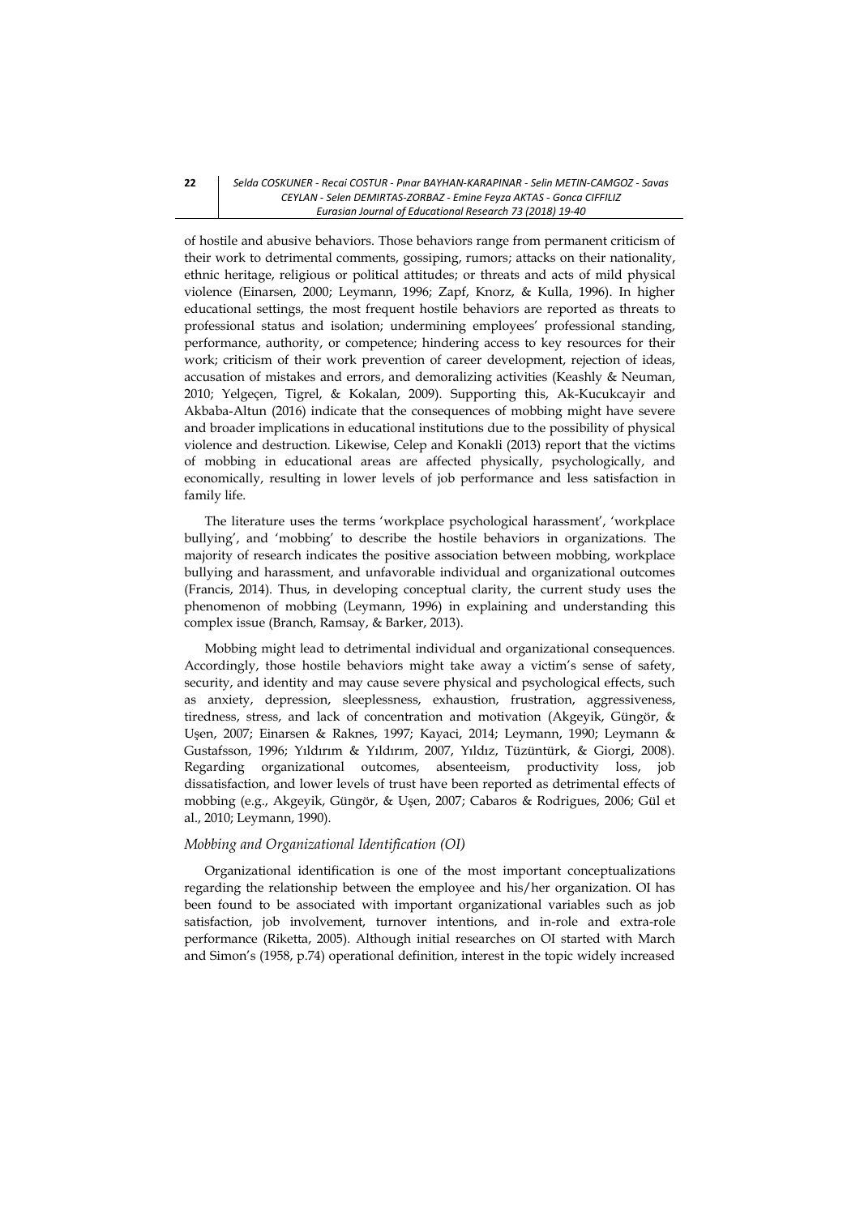of hostile and abusive behaviors. Those behaviors range from permanent criticism of their work to detrimental comments, gossiping, rumors; attacks on their nationality, ethnic heritage, religious or political attitudes; or threats and acts of mild physical violence (Einarsen, 2000; Leymann, 1996; Zapf, Knorz, & Kulla, 1996). In higher educational settings, the most frequent hostile behaviors are reported as threats to professional status and isolation; undermining employees' professional standing, performance, authority, or competence; hindering access to key resources for their work; criticism of their work prevention of career development, rejection of ideas, accusation of mistakes and errors, and demoralizing activities (Keashly & Neuman, 2010; Yelgeçen, Tigrel, & Kokalan, 2009). Supporting this, Ak-Kucukcayir and Akbaba-Altun (2016) indicate that the consequences of mobbing might have severe and broader implications in educational institutions due to the possibility of physical violence and destruction. Likewise, Celep and Konakli (2013) report that the victims of mobbing in educational areas are affected physically, psychologically, and economically, resulting in lower levels of job performance and less satisfaction in family life.

The literature uses the terms 'workplace psychological harassment', 'workplace bullying', and 'mobbing' to describe the hostile behaviors in organizations. The majority of research indicates the positive association between mobbing, workplace bullying and harassment, and unfavorable individual and organizational outcomes (Francis, 2014). Thus, in developing conceptual clarity, the current study uses the phenomenon of mobbing (Leymann, 1996) in explaining and understanding this complex issue (Branch, Ramsay, & Barker, 2013).

Mobbing might lead to detrimental individual and organizational consequences. Accordingly, those hostile behaviors might take away a victim's sense of safety, security, and identity and may cause severe physical and psychological effects, such as anxiety, depression, sleeplessness, exhaustion, frustration, aggressiveness, tiredness, stress, and lack of concentration and motivation (Akgeyik, Güngör, & Uşen, 2007; Einarsen & Raknes, 1997; Kayaci, 2014; Leymann, 1990; Leymann & Gustafsson, 1996; Yıldırım & Yıldırım, 2007, Yıldız, Tüzüntürk, & Giorgi, 2008). Regarding organizational outcomes, absenteeism, productivity loss, job dissatisfaction, and lower levels of trust have been reported as detrimental effects of mobbing (e.g., Akgeyik, Güngör, & Uşen, 2007; Cabaros & Rodrigues, 2006; Gül et al., 2010; Leymann, 1990).

### *Mobbing and Organizational Identification (OI)*

Organizational identification is one of the most important conceptualizations regarding the relationship between the employee and his/her organization. OI has been found to be associated with important organizational variables such as job satisfaction, job involvement, turnover intentions, and in-role and extra-role performance (Riketta, 2005). Although initial researches on OI started with March and Simon's (1958, p.74) operational definition, interest in the topic widely increased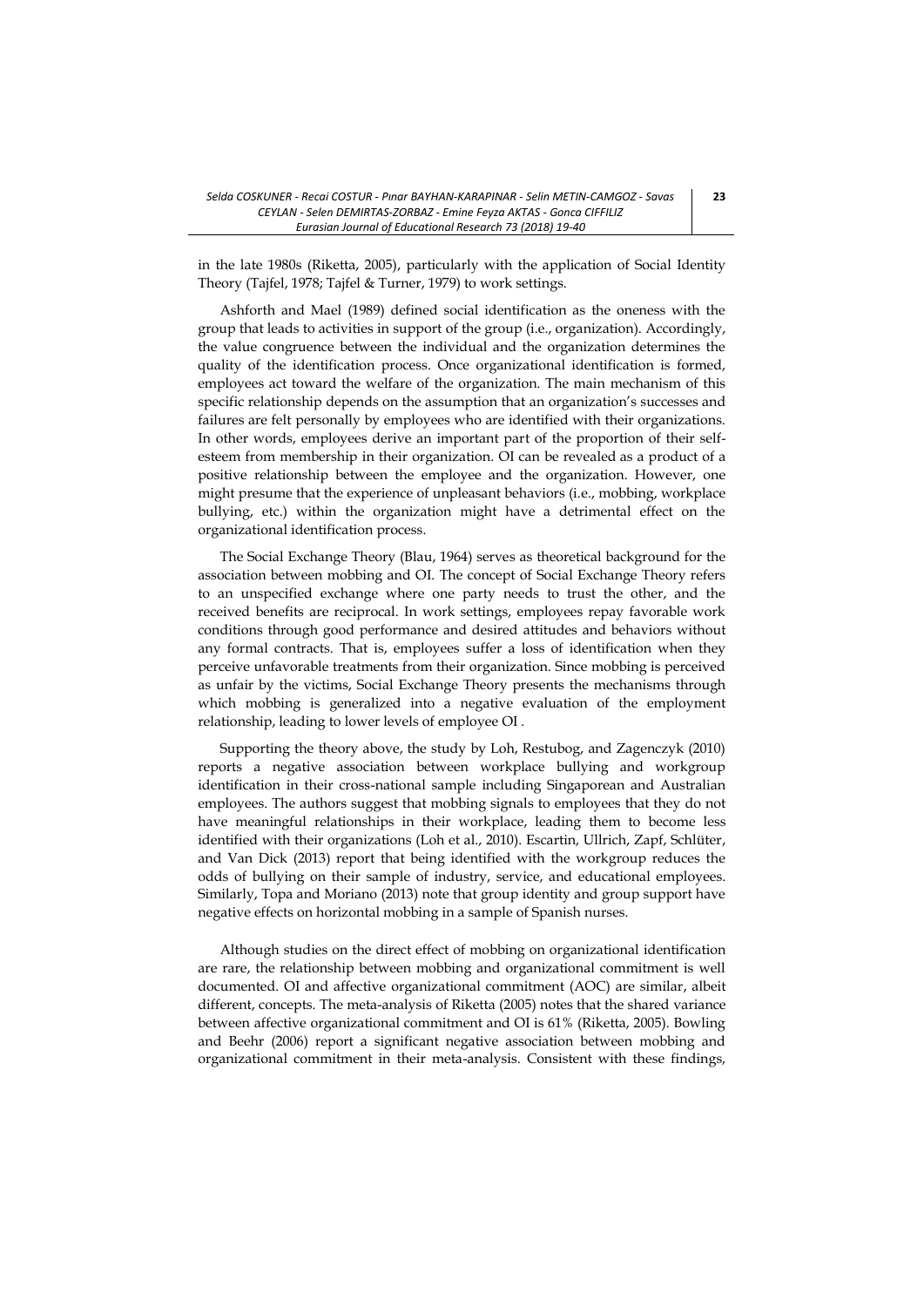in the late 1980s (Riketta, 2005), particularly with the application of Social Identity Theory (Tajfel, 1978; Tajfel & Turner, 1979) to work settings.

Ashforth and Mael (1989) defined social identification as the oneness with the group that leads to activities in support of the group (i.e., organization). Accordingly, the value congruence between the individual and the organization determines the quality of the identification process. Once organizational identification is formed, employees act toward the welfare of the organization. The main mechanism of this specific relationship depends on the assumption that an organization's successes and failures are felt personally by employees who are identified with their organizations. In other words, employees derive an important part of the proportion of their self-esteem from membership in their organization. OI can be revealed as a product of a positive relationship between the employee and the organization. However, one might presume that the experience of unpleasant behaviors (i.e., mobbing, workplace bullying, etc.) within the organization might have a detrimental effect on the organizational identification process.

The Social Exchange Theory (Blau, 1964) serves as theoretical background for the association between mobbing and OI. The concept of Social Exchange Theory refers to an unspecified exchange where one party needs to trust the other, and the received benefits are reciprocal. In work settings, employees repay favorable work conditions through good performance and desired attitudes and behaviors without any formal contracts. That is, employees suffer a loss of identification when they perceive unfavorable treatments from their organization. Since mobbing is perceived as unfair by the victims, Social Exchange Theory presents the mechanisms through which mobbing is generalized into a negative evaluation of the employment relationship, leading to lower levels of employee OI .

Supporting the theory above, the study by Loh, Restubog, and Zagenczyk (2010) reports a negative association between workplace bullying and workgroup identification in their cross-national sample including Singaporean and Australian employees. The authors suggest that mobbing signals to employees that they do not have meaningful relationships in their workplace, leading them to become less identified with their organizations (Loh et al., 2010). Escartin, Ullrich, Zapf, Schlüter, and Van Dick (2013) report that being identified with the workgroup reduces the odds of bullying on their sample of industry, service, and educational employees. Similarly, Topa and Moriano (2013) note that group identity and group support have negative effects on horizontal mobbing in a sample of Spanish nurses.

Although studies on the direct effect of mobbing on organizational identification are rare, the relationship between mobbing and organizational commitment is well documented. OI and affective organizational commitment (AOC) are similar, albeit different, concepts. The meta-analysis of Riketta (2005) notes that the shared variance between affective organizational commitment and OI is 61% (Riketta, 2005). Bowling and Beehr (2006) report a significant negative association between mobbing and organizational commitment in their meta-analysis. Consistent with these findings,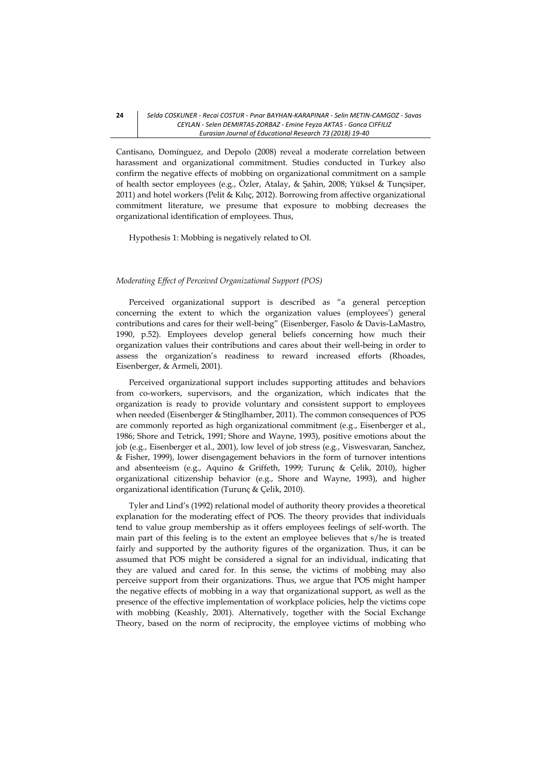Cantisano, Domínguez, and Depolo (2008) reveal a moderate correlation between harassment and organizational commitment. Studies conducted in Turkey also confirm the negative effects of mobbing on organizational commitment on a sample of health sector employees (e.g., Özler, Atalay, & Şahin, 2008; Yüksel & Tunçsiper, 2011) and hotel workers (Pelit & Kılıç, 2012). Borrowing from affective organizational commitment literature, we presume that exposure to mobbing decreases the organizational identification of employees. Thus,

Hypothesis 1: Mobbing is negatively related to OI.

### *Moderating Effect of Perceived Organizational Support (POS)*

Perceived organizational support is described as "a general perception concerning the extent to which the organization values (employees') general contributions and cares for their well-being" (Eisenberger, Fasolo & Davis-LaMastro, 1990, p.52). Employees develop general beliefs concerning how much their organization values their contributions and cares about their well-being in order to assess the organization's readiness to reward increased efforts (Rhoades, Eisenberger, & Armeli, 2001).

Perceived organizational support includes supporting attitudes and behaviors from co-workers, supervisors, and the organization, which indicates that the organization is ready to provide voluntary and consistent support to employees when needed (Eisenberger & Stinglhamber, 2011). The common consequences of POS are commonly reported as high organizational commitment (e.g., Eisenberger et al., 1986; Shore and Tetrick, 1991; Shore and Wayne, 1993), positive emotions about the job (e.g., Eisenberger et al., 2001), low level of job stress (e.g., Viswesvaran, Sanchez, & Fisher, 1999), lower disengagement behaviors in the form of turnover intentions and absenteeism (e.g., Aquino & Griffeth, 1999; Turunç & Çelik, 2010), higher organizational citizenship behavior (e.g., Shore and Wayne, 1993), and higher organizational identification (Turunç & Çelik, 2010).

Tyler and Lind's (1992) relational model of authority theory provides a theoretical explanation for the moderating effect of POS. The theory provides that individuals tend to value group membership as it offers employees feelings of self-worth. The main part of this feeling is to the extent an employee believes that s/he is treated fairly and supported by the authority figures of the organization. Thus, it can be assumed that POS might be considered a signal for an individual, indicating that they are valued and cared for. In this sense, the victims of mobbing may also perceive support from their organizations. Thus, we argue that POS might hamper the negative effects of mobbing in a way that organizational support, as well as the presence of the effective implementation of workplace policies, help the victims cope with mobbing (Keashly, 2001). Alternatively, together with the Social Exchange Theory, based on the norm of reciprocity, the employee victims of mobbing who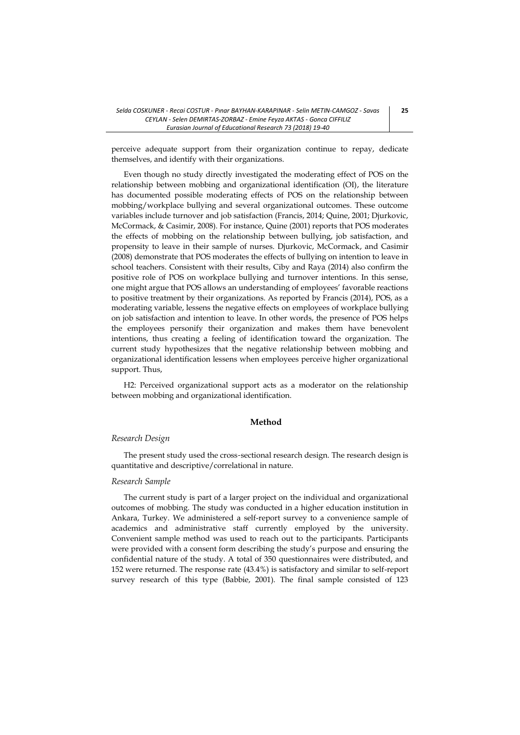perceive adequate support from their organization continue to repay, dedicate themselves, and identify with their organizations.

Even though no study directly investigated the moderating effect of POS on the relationship between mobbing and organizational identification (OI), the literature has documented possible moderating effects of POS on the relationship between mobbing/workplace bullying and several organizational outcomes. These outcome variables include turnover and job satisfaction (Francis, 2014; Quine, 2001; Djurkovic, McCormack, & Casimir, 2008). For instance, Quine (2001) reports that POS moderates the effects of mobbing on the relationship between bullying, job satisfaction, and propensity to leave in their sample of nurses. Djurkovic, McCormack, and Casimir (2008) demonstrate that POS moderates the effects of bullying on intention to leave in school teachers. Consistent with their results, Ciby and Raya (2014) also confirm the positive role of POS on workplace bullying and turnover intentions. In this sense, one might argue that POS allows an understanding of employees' favorable reactions to positive treatment by their organizations. As reported by Francis (2014), POS, as a moderating variable, lessens the negative effects on employees of workplace bullying on job satisfaction and intention to leave. In other words, the presence of POS helps the employees personify their organization and makes them have benevolent intentions, thus creating a feeling of identification toward the organization. The current study hypothesizes that the negative relationship between mobbing and organizational identification lessens when employees perceive higher organizational support. Thus,

H2: Perceived organizational support acts as a moderator on the relationship between mobbing and organizational identification.

## Method

### *Research Design*

The present study used the cross-sectional research design. The research design is quantitative and descriptive/correlational in nature.

### *Research Sample*

The current study is part of a larger project on the individual and organizational outcomes of mobbing. The study was conducted in a higher education institution in Ankara, Turkey. We administered a self-report survey to a convenience sample of academics and administrative staff currently employed by the university. Convenient sample method was used to reach out to the participants. Participants were provided with a consent form describing the study's purpose and ensuring the confidential nature of the study. A total of 350 questionnaires were distributed, and 152 were returned. The response rate (43.4%) is satisfactory and similar to self-report survey research of this type (Babbie, 2001). The final sample consisted of 123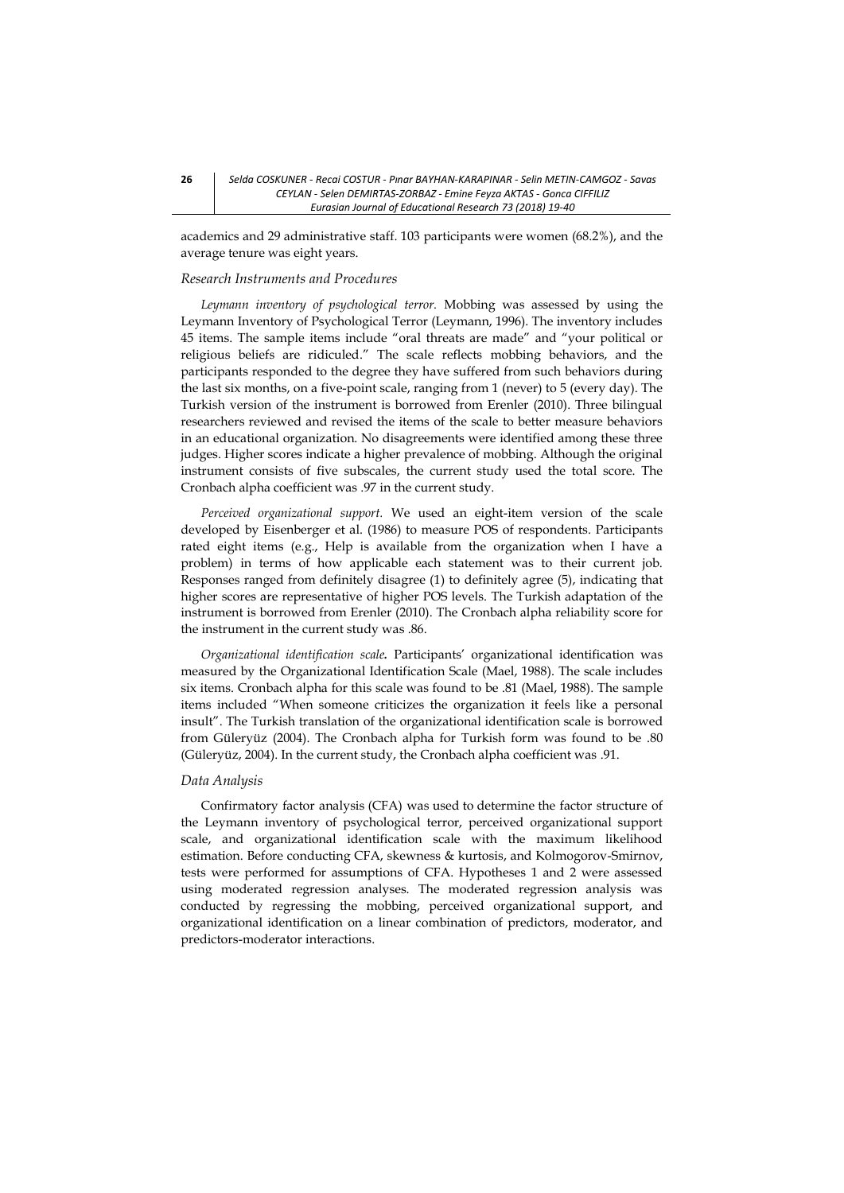academics and 29 administrative staff. 103 participants were women (68.2%), and the average tenure was eight years.

### *Research Instruments and Procedures*

*Leymann inventory of psychological terror.* Mobbing was assessed by using the Leymann Inventory of Psychological Terror (Leymann, 1996). The inventory includes 45 items. The sample items include "oral threats are made" and "your political or religious beliefs are ridiculed." The scale reflects mobbing behaviors, and the participants responded to the degree they have suffered from such behaviors during the last six months, on a five-point scale, ranging from 1 (never) to 5 (every day). The Turkish version of the instrument is borrowed from Erenler (2010). Three bilingual researchers reviewed and revised the items of the scale to better measure behaviors in an educational organization. No disagreements were identified among these three judges. Higher scores indicate a higher prevalence of mobbing. Although the original instrument consists of five subscales, the current study used the total score. The Cronbach alpha coefficient was .97 in the current study.

*Perceived organizational support.* We used an eight-item version of the scale developed by Eisenberger et al. (1986) to measure POS of respondents. Participants rated eight items (e.g., Help is available from the organization when I have a problem) in terms of how applicable each statement was to their current job. Responses ranged from definitely disagree (1) to definitely agree (5), indicating that higher scores are representative of higher POS levels. The Turkish adaptation of the instrument is borrowed from Erenler (2010). The Cronbach alpha reliability score for the instrument in the current study was .86.

***Organizational identification scale.*** Participants' organizational identification was measured by the Organizational Identification Scale (Mael, 1988). The scale includes six items. Cronbach alpha for this scale was found to be .81 (Mael, 1988). The sample items included "When someone criticizes the organization it feels like a personal insult". The Turkish translation of the organizational identification scale is borrowed from Güleryüz (2004). The Cronbach alpha for Turkish form was found to be .80 (Güleryüz, 2004). In the current study, the Cronbach alpha coefficient was .91.

### *Data Analysis*

Confirmatory factor analysis (CFA) was used to determine the factor structure of the Leymann inventory of psychological terror, perceived organizational support scale, and organizational identification scale with the maximum likelihood estimation. Before conducting CFA, skewness & kurtosis, and Kolmogorov-Smirnov, tests were performed for assumptions of CFA. Hypotheses 1 and 2 were assessed using moderated regression analyses. The moderated regression analysis was conducted by regressing the mobbing, perceived organizational support, and organizational identification on a linear combination of predictors, moderator, and predictors-moderator interactions.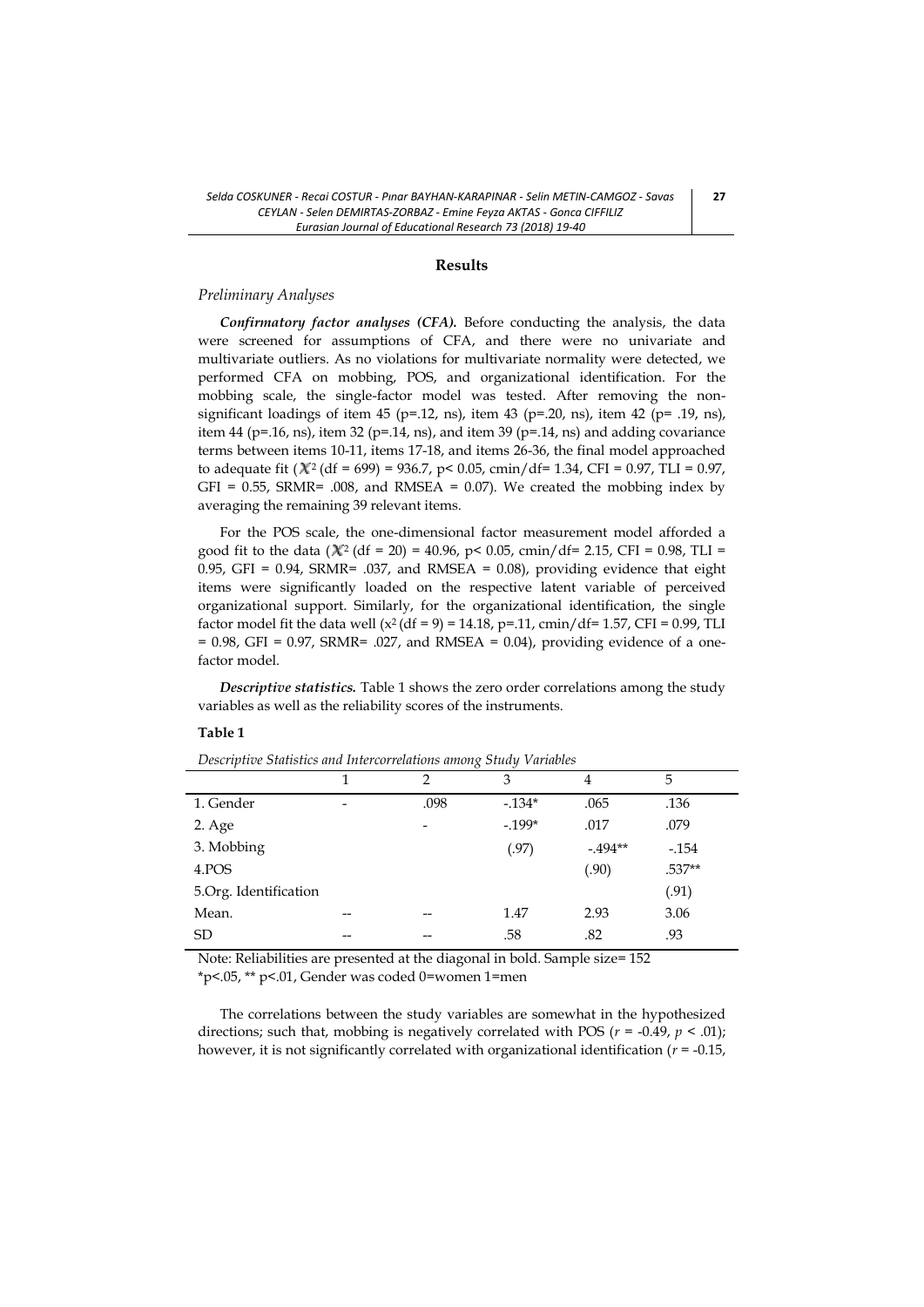## Results

### *Preliminary Analyses*

***Confirmatory factor analyses (CFA).*** Before conducting the analysis, the data were screened for assumptions of CFA, and there were no univariate and multivariate outliers. As no violations for multivariate normality were detected, we performed CFA on mobbing, POS, and organizational identification. For the mobbing scale, the single-factor model was tested. After removing the non-significant loadings of item 45 (p=.12, ns), item 43 (p=.20, ns), item 42 (p= .19, ns), item 44 (p=.16, ns), item 32 (p=.14, ns), and item 39 (p=.14, ns) and adding covariance terms between items 10-11, items 17-18, and items 26-36, the final model approached to adequate fit ($\chi^2$ (df = 699) = 936.7, p< 0.05, cmin/df= 1.34, CFI = 0.97, TLI = 0.97, GFI = 0.55, SRMR= .008, and RMSEA = 0.07). We created the mobbing index by averaging the remaining 39 relevant items.

For the POS scale, the one-dimensional factor measurement model afforded a good fit to the data ($\chi^2$ (df = 20) = 40.96, p< 0.05, cmin/df= 2.15, CFI = 0.98, TLI = 0.95, GFI = 0.94, SRMR= .037, and RMSEA = 0.08), providing evidence that eight items were significantly loaded on the respective latent variable of perceived organizational support. Similarly, for the organizational identification, the single factor model fit the data well ($x^2$ (df = 9) = 14.18, p=.11, cmin/df= 1.57, CFI = 0.99, TLI = 0.98, GFI = 0.97, SRMR= .027, and RMSEA = 0.04), providing evidence of a one-factor model.

***Descriptive statistics.*** Table 1 shows the zero order correlations among the study variables as well as the reliability scores of the instruments.

**Table 1**

*Descriptive Statistics and Intercorrelations among Study Variables*

| | 1 | 2 | 3 | 4 | 5 |
|---|---|---|---|---|---|
| 1. Gender | - | .098 | -.134* | .065 | .136 |
| 2. Age | | - | -.199* | .017 | .079 |
| 3. Mobbing | | | (.97) | -.494** | -.154 |
| 4.POS | | | | (.90) | .537** |
| 5.Org. Identification | | | | | (.91) |
| Mean. | -- | -- | 1.47 | 2.93 | 3.06 |
| SD | -- | -- | .58 | .82 | .93 |

Note: Reliabilities are presented at the diagonal in bold. Sample size= 152
*p<.05, ** p<.01, Gender was coded 0=women 1=men

The correlations between the study variables are somewhat in the hypothesized directions; such that, mobbing is negatively correlated with POS ($r$ = -0.49, $p$ < .01); however, it is not significantly correlated with organizational identification ($r$ = -0.15,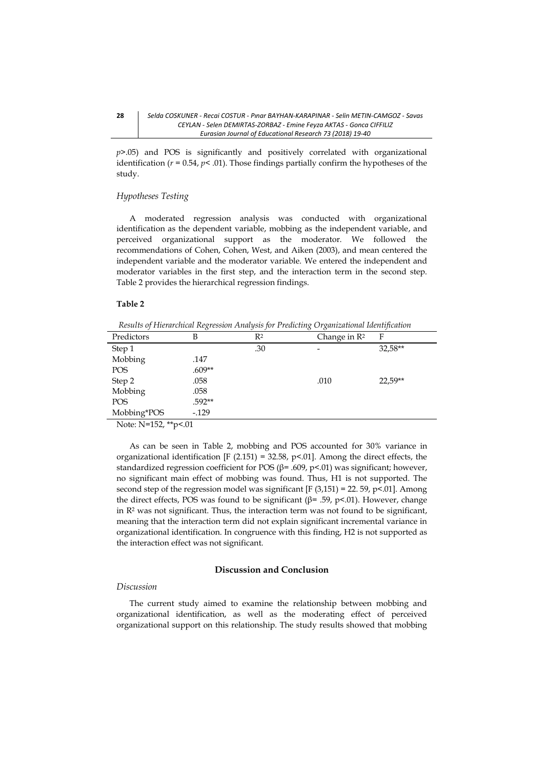$p$>.05) and POS is significantly and positively correlated with organizational identification ($r$ = 0.54, $p$< .01). Those findings partially confirm the hypotheses of the study.

### *Hypotheses Testing*

A moderated regression analysis was conducted with organizational identification as the dependent variable, mobbing as the independent variable, and perceived organizational support as the moderator. We followed the recommendations of Cohen, Cohen, West, and Aiken (2003), and mean centered the independent variable and the moderator variable. We entered the independent and moderator variables in the first step, and the interaction term in the second step. Table 2 provides the hierarchical regression findings.

**Table 2**

*Results of Hierarchical Regression Analysis for Predicting Organizational Identification*

| Predictors | B | $R^2$ | Change in $R^2$ | F |
|---|---|---|---|---|
| Step 1 | | .30 | - | 32,58** |
| Mobbing | .147 | | | |
| POS | .609** | | | |
| Step 2 | .058 | | .010 | 22,59** |
| Mobbing | .058 | | | |
| POS | .592** | | | |
| Mobbing*POS | -.129 | | | |

Note: N=152, **p<.01

As can be seen in Table 2, mobbing and POS accounted for 30% variance in organizational identification [F (2.151) = 32.58, p<.01]. Among the direct effects, the standardized regression coefficient for POS (β= .609, p<.01) was significant; however, no significant main effect of mobbing was found. Thus, H1 is not supported. The second step of the regression model was significant [F (3,151) = 22. 59, p<.01]. Among the direct effects, POS was found to be significant (β= .59, p<.01). However, change in $R^2$ was not significant. Thus, the interaction term was not found to be significant, meaning that the interaction term did not explain significant incremental variance in organizational identification. In congruence with this finding, H2 is not supported as the interaction effect was not significant.

## Discussion and Conclusion

### *Discussion*

The current study aimed to examine the relationship between mobbing and organizational identification, as well as the moderating effect of perceived organizational support on this relationship. The study results showed that mobbing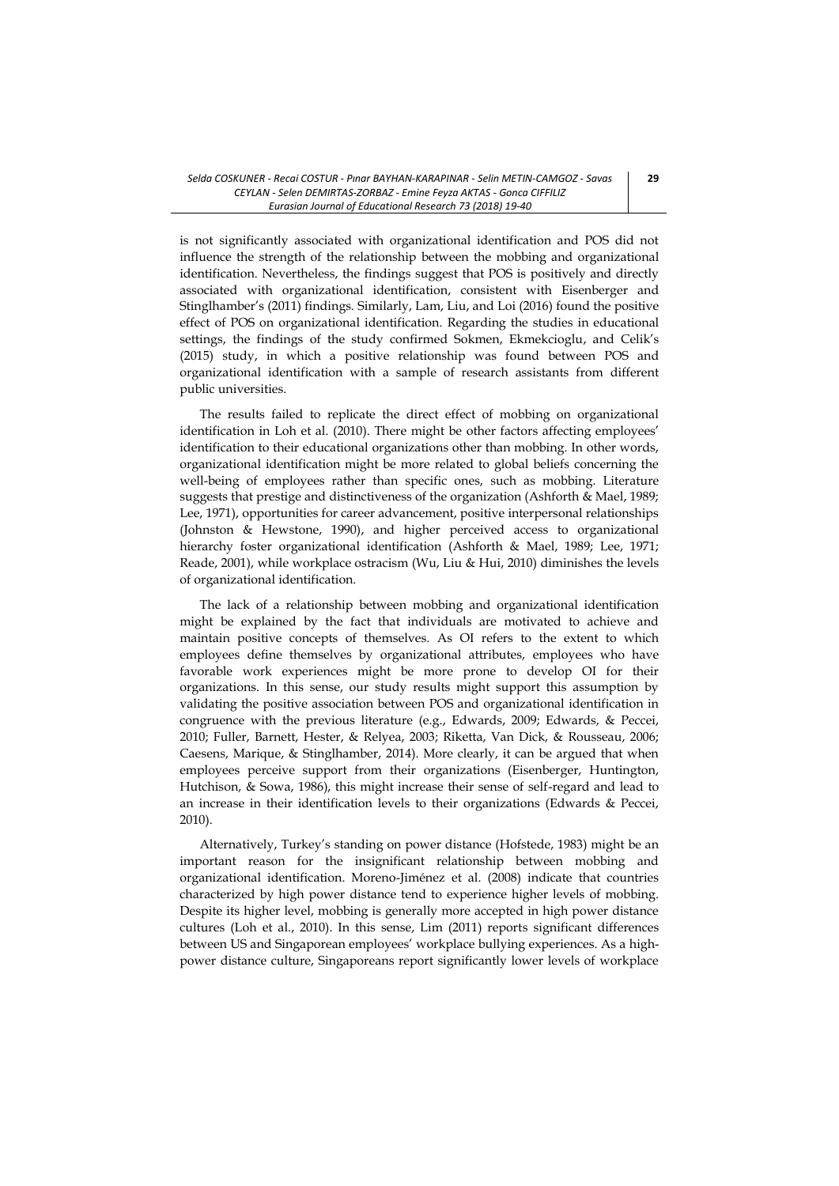is not significantly associated with organizational identification and POS did not influence the strength of the relationship between the mobbing and organizational identification. Nevertheless, the findings suggest that POS is positively and directly associated with organizational identification, consistent with Eisenberger and Stinglhamber's (2011) findings. Similarly, Lam, Liu, and Loi (2016) found the positive effect of POS on organizational identification. Regarding the studies in educational settings, the findings of the study confirmed Sokmen, Ekmekcioglu, and Celik's (2015) study, in which a positive relationship was found between POS and organizational identification with a sample of research assistants from different public universities.

The results failed to replicate the direct effect of mobbing on organizational identification in Loh et al. (2010). There might be other factors affecting employees' identification to their educational organizations other than mobbing. In other words, organizational identification might be more related to global beliefs concerning the well-being of employees rather than specific ones, such as mobbing. Literature suggests that prestige and distinctiveness of the organization (Ashforth & Mael, 1989; Lee, 1971), opportunities for career advancement, positive interpersonal relationships (Johnston & Hewstone, 1990), and higher perceived access to organizational hierarchy foster organizational identification (Ashforth & Mael, 1989; Lee, 1971; Reade, 2001), while workplace ostracism (Wu, Liu & Hui, 2010) diminishes the levels of organizational identification.

The lack of a relationship between mobbing and organizational identification might be explained by the fact that individuals are motivated to achieve and maintain positive concepts of themselves. As OI refers to the extent to which employees define themselves by organizational attributes, employees who have favorable work experiences might be more prone to develop OI for their organizations. In this sense, our study results might support this assumption by validating the positive association between POS and organizational identification in congruence with the previous literature (e.g., Edwards, 2009; Edwards, & Peccei, 2010; Fuller, Barnett, Hester, & Relyea, 2003; Riketta, Van Dick, & Rousseau, 2006; Caesens, Marique, & Stinglhamber, 2014). More clearly, it can be argued that when employees perceive support from their organizations (Eisenberger, Huntington, Hutchison, & Sowa, 1986), this might increase their sense of self-regard and lead to an increase in their identification levels to their organizations (Edwards & Peccei, 2010).

Alternatively, Turkey's standing on power distance (Hofstede, 1983) might be an important reason for the insignificant relationship between mobbing and organizational identification. Moreno-Jiménez et al. (2008) indicate that countries characterized by high power distance tend to experience higher levels of mobbing. Despite its higher level, mobbing is generally more accepted in high power distance cultures (Loh et al., 2010). In this sense, Lim (2011) reports significant differences between US and Singaporean employees' workplace bullying experiences. As a high-power distance culture, Singaporeans report significantly lower levels of workplace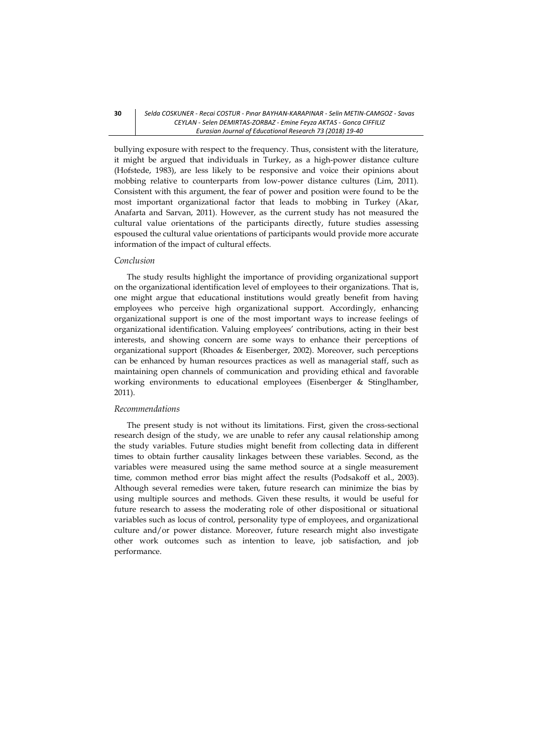bullying exposure with respect to the frequency. Thus, consistent with the literature, it might be argued that individuals in Turkey, as a high-power distance culture (Hofstede, 1983), are less likely to be responsive and voice their opinions about mobbing relative to counterparts from low-power distance cultures (Lim, 2011). Consistent with this argument, the fear of power and position were found to be the most important organizational factor that leads to mobbing in Turkey (Akar, Anafarta and Sarvan, 2011). However, as the current study has not measured the cultural value orientations of the participants directly, future studies assessing espoused the cultural value orientations of participants would provide more accurate information of the impact of cultural effects.

### *Conclusion*

The study results highlight the importance of providing organizational support on the organizational identification level of employees to their organizations. That is, one might argue that educational institutions would greatly benefit from having employees who perceive high organizational support. Accordingly, enhancing organizational support is one of the most important ways to increase feelings of organizational identification. Valuing employees' contributions, acting in their best interests, and showing concern are some ways to enhance their perceptions of organizational support (Rhoades & Eisenberger, 2002). Moreover, such perceptions can be enhanced by human resources practices as well as managerial staff, such as maintaining open channels of communication and providing ethical and favorable working environments to educational employees (Eisenberger & Stinglhamber, 2011).

### *Recommendations*

The present study is not without its limitations. First, given the cross-sectional research design of the study, we are unable to refer any causal relationship among the study variables. Future studies might benefit from collecting data in different times to obtain further causality linkages between these variables. Second, as the variables were measured using the same method source at a single measurement time, common method error bias might affect the results (Podsakoff et al., 2003). Although several remedies were taken, future research can minimize the bias by using multiple sources and methods. Given these results, it would be useful for future research to assess the moderating role of other dispositional or situational variables such as locus of control, personality type of employees, and organizational culture and/or power distance. Moreover, future research might also investigate other work outcomes such as intention to leave, job satisfaction, and job performance.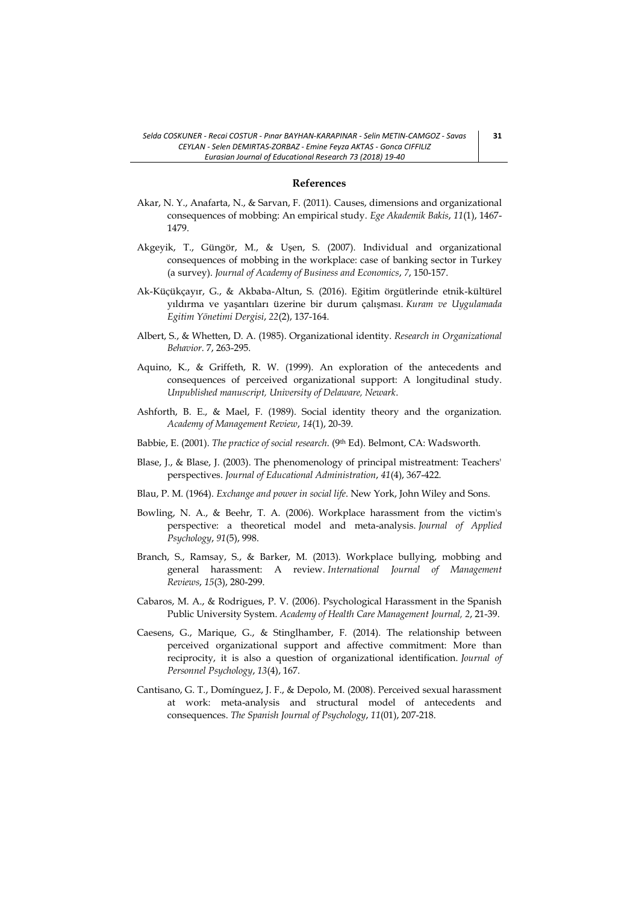## References

Akar, N. Y., Anafarta, N., & Sarvan, F. (2011). Causes, dimensions and organizational consequences of mobbing: An empirical study. *Ege Akademik Bakis*, *11*(1), 1467-1479.

Akgeyik, T., Güngör, M., & Uşen, S. (2007). Individual and organizational consequences of mobbing in the workplace: case of banking sector in Turkey (a survey). *Journal of Academy of Business and Economics*, *7*, 150-157.

Ak-Küçükçayır, G., & Akbaba-Altun, S. (2016). Eğitim örgütlerinde etnik-kültürel yıldırma ve yaşantıları üzerine bir durum çalışması. *Kuram ve Uygulamada Egitim Yönetimi Dergisi*, *22*(2), 137-164.

Albert, S., & Whetten, D. A. (1985). Organizational identity. *Research in Organizational Behavior*. 7, 263-295.

Aquino, K., & Griffeth, R. W. (1999). An exploration of the antecedents and consequences of perceived organizational support: A longitudinal study. *Unpublished manuscript, University of Delaware, Newark*.

Ashforth, B. E., & Mael, F. (1989). Social identity theory and the organization. *Academy of Management Review*, *14*(1), 20-39.

Babbie, E. (2001). *The practice of social research*. (9th Ed). Belmont, CA: Wadsworth.

Blase, J., & Blase, J. (2003). The phenomenology of principal mistreatment: Teachers' perspectives. *Journal of Educational Administration*, *41*(4), 367-422.

Blau, P. M. (1964). *Exchange and power in social life*. New York, John Wiley and Sons.

Bowling, N. A., & Beehr, T. A. (2006). Workplace harassment from the victim's perspective: a theoretical model and meta-analysis. *Journal of Applied Psychology*, *91*(5), 998.

Branch, S., Ramsay, S., & Barker, M. (2013). Workplace bullying, mobbing and general harassment: A review. *International Journal of Management Reviews*, *15*(3), 280-299.

Cabaros, M. A., & Rodrigues, P. V. (2006). Psychological Harassment in the Spanish Public University System. *Academy of Health Care Management Journal, 2*, 21-39.

Caesens, G., Marique, G., & Stinglhamber, F. (2014). The relationship between perceived organizational support and affective commitment: More than reciprocity, it is also a question of organizational identification. *Journal of Personnel Psychology*, *13*(4), 167.

Cantisano, G. T., Domínguez, J. F., & Depolo, M. (2008). Perceived sexual harassment at work: meta-analysis and structural model of antecedents and consequences. *The Spanish Journal of Psychology*, *11*(01), 207-218.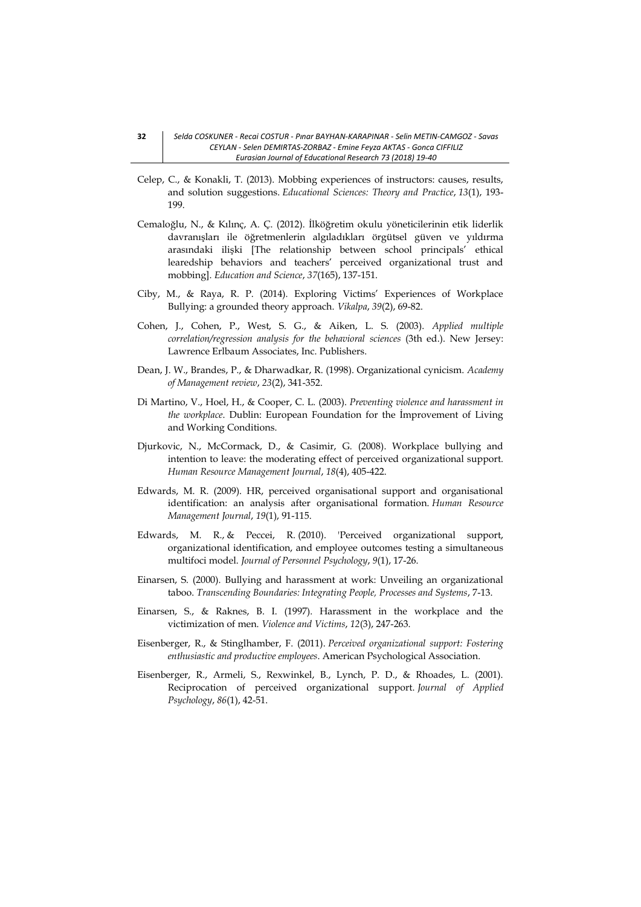Celep, C., & Konakli, T. (2013). Mobbing experiences of instructors: causes, results, and solution suggestions. *Educational Sciences: Theory and Practice*, *13*(1), 193-199.

Cemaloğlu, N., & Kılınç, A. Ç. (2012). İlköğretim okulu yöneticilerinin etik liderlik davranışları ile öğretmenlerin algıladıkları örgütsel güven ve yıldırma arasındaki ilişki [The relationship between school principals' ethical learedship behaviors and teachers' perceived organizational trust and mobbing]. *Education and Science*, *37*(165), 137-151.

Ciby, M., & Raya, R. P. (2014). Exploring Victims' Experiences of Workplace Bullying: a grounded theory approach. *Vikalpa*, *39*(2), 69-82.

Cohen, J., Cohen, P., West, S. G., & Aiken, L. S. (2003). *Applied multiple correlation/regression analysis for the behavioral sciences* (3th ed.). New Jersey: Lawrence Erlbaum Associates, Inc. Publishers.

Dean, J. W., Brandes, P., & Dharwadkar, R. (1998). Organizational cynicism. *Academy of Management review*, *23*(2), 341-352.

Di Martino, V., Hoel, H., & Cooper, C. L. (2003). *Preventing violence and harassment in the workplace*. Dublin: European Foundation for the İmprovement of Living and Working Conditions.

Djurkovic, N., McCormack, D., & Casimir, G. (2008). Workplace bullying and intention to leave: the moderating effect of perceived organizational support. *Human Resource Management Journal*, *18*(4), 405-422.

Edwards, M. R. (2009). HR, perceived organisational support and organisational identification: an analysis after organisational formation. *Human Resource Management Journal*, *19*(1), 91-115.

Edwards, M. R., & Peccei, R. (2010). 'Perceived organizational support, organizational identification, and employee outcomes testing a simultaneous multifoci model. *Journal of Personnel Psychology*, *9*(1), 17-26.

Einarsen, S. (2000). Bullying and harassment at work: Unveiling an organizational taboo. *Transcending Boundaries: Integrating People, Processes and Systems*, 7-13.

Einarsen, S., & Raknes, B. I. (1997). Harassment in the workplace and the victimization of men. *Violence and Victims*, *12*(3), 247-263.

Eisenberger, R., & Stinglhamber, F. (2011). *Perceived organizational support: Fostering enthusiastic and productive employees*. American Psychological Association.

Eisenberger, R., Armeli, S., Rexwinkel, B., Lynch, P. D., & Rhoades, L. (2001). Reciprocation of perceived organizational support. *Journal of Applied Psychology*, *86*(1), 42-51.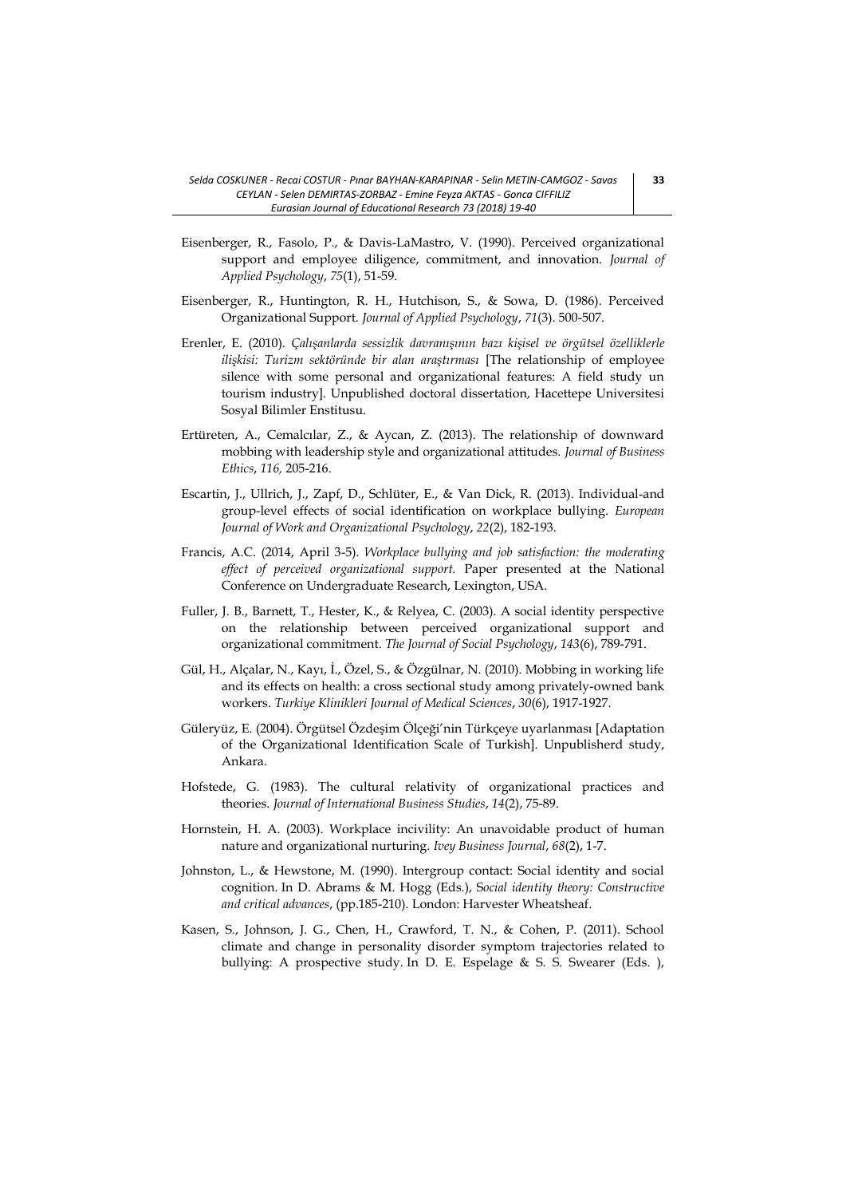Eisenberger, R., Fasolo, P., & Davis-LaMastro, V. (1990). Perceived organizational support and employee diligence, commitment, and innovation. *Journal of Applied Psychology*, *75*(1), 51-59.

Eisenberger, R., Huntington, R. H., Hutchison, S., & Sowa, D. (1986). Perceived Organizational Support. *Journal of Applied Psychology*, *71*(3). 500-507.

Erenler, E. (2010). *Çalışanlarda sessizlik davranışının bazı kişisel ve örgütsel özelliklerle ilişkisi: Turizm sektöründe bir alan araştırması* [The relationship of employee silence with some personal and organizational features: A field study un tourism industry]. Unpublished doctoral dissertation, Hacettepe Universitesi Sosyal Bilimler Enstitusu.

Ertüreten, A., Cemalcılar, Z., & Aycan, Z. (2013). The relationship of downward mobbing with leadership style and organizational attitudes. *Journal of Business Ethics*, *116,* 205-216.

Escartin, J., Ullrich, J., Zapf, D., Schlüter, E., & Van Dick, R. (2013). Individual-and group-level effects of social identification on workplace bullying. *European Journal of Work and Organizational Psychology*, *22*(2), 182-193.

Francis, A.C. (2014, April 3-5). *Workplace bullying and job satisfaction: the moderating effect of perceived organizational support.* Paper presented at the National Conference on Undergraduate Research, Lexington, USA.

Fuller, J. B., Barnett, T., Hester, K., & Relyea, C. (2003). A social identity perspective on the relationship between perceived organizational support and organizational commitment. *The Journal of Social Psychology*, *143*(6), 789-791.

Gül, H., Alçalar, N., Kayı, İ., Özel, S., & Özgülnar, N. (2010). Mobbing in working life and its effects on health: a cross sectional study among privately-owned bank workers. *Turkiye Klinikleri Journal of Medical Sciences*, *30*(6), 1917-1927.

Güleryüz, E. (2004). Örgütsel Özdeşim Ölçeği'nin Türkçeye uyarlanması [Adaptation of the Organizational Identification Scale of Turkish]. Unpublisherd study, Ankara.

Hofstede, G. (1983). The cultural relativity of organizational practices and theories. *Journal of International Business Studies*, *14*(2), 75-89.

Hornstein, H. A. (2003). Workplace incivility: An unavoidable product of human nature and organizational nurturing. *Ivey Business Journal*, *68*(2), 1-7.

Johnston, L., & Hewstone, M. (1990). Intergroup contact: Social identity and social cognition. In D. Abrams & M. Hogg (Eds.), S*ocial identity theory: Constructive and critical advances*, (pp.185-210). London: Harvester Wheatsheaf.

Kasen, S., Johnson, J. G., Chen, H., Crawford, T. N., & Cohen, P. (2011). School climate and change in personality disorder symptom trajectories related to bullying: A prospective study. In D. E. Espelage & S. S. Swearer (Eds. ),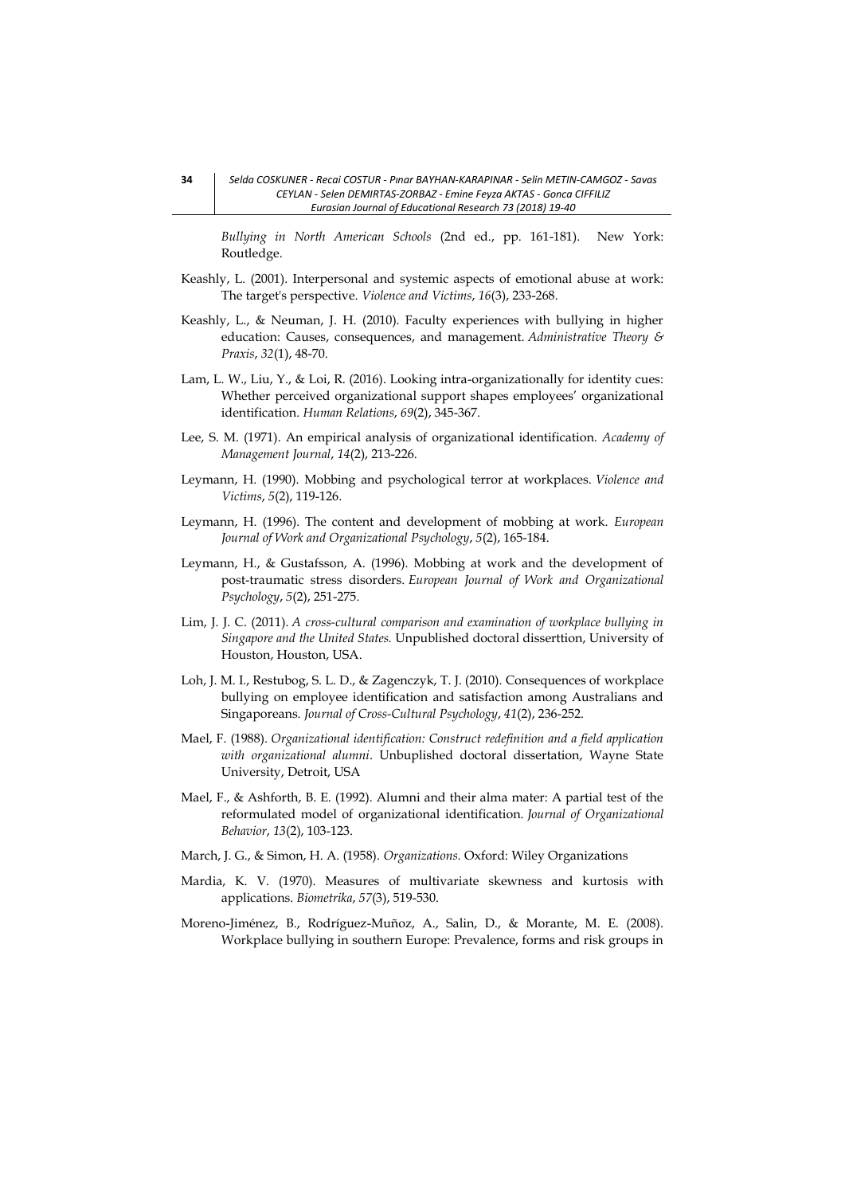*Bullying in North American Schools* (2nd ed., pp. 161-181). New York: Routledge.

Keashly, L. (2001). Interpersonal and systemic aspects of emotional abuse at work: The target's perspective. *Violence and Victims*, *16*(3), 233-268.

Keashly, L., & Neuman, J. H. (2010). Faculty experiences with bullying in higher education: Causes, consequences, and management. *Administrative Theory & Praxis*, *32*(1), 48-70.

Lam, L. W., Liu, Y., & Loi, R. (2016). Looking intra-organizationally for identity cues: Whether perceived organizational support shapes employees' organizational identification. *Human Relations*, *69*(2), 345-367.

Lee, S. M. (1971). An empirical analysis of organizational identification. *Academy of Management Journal*, *14*(2), 213-226.

Leymann, H. (1990). Mobbing and psychological terror at workplaces. *Violence and Victims*, *5*(2), 119-126.

Leymann, H. (1996). The content and development of mobbing at work. *European Journal of Work and Organizational Psychology*, *5*(2), 165-184.

Leymann, H., & Gustafsson, A. (1996). Mobbing at work and the development of post-traumatic stress disorders. *European Journal of Work and Organizational Psychology*, *5*(2), 251-275.

Lim, J. J. C. (2011). *A cross-cultural comparison and examination of workplace bullying in Singapore and the United States.* Unpublished doctoral disserttion, University of Houston, Houston, USA.

Loh, J. M. I., Restubog, S. L. D., & Zagenczyk, T. J. (2010). Consequences of workplace bullying on employee identification and satisfaction among Australians and Singaporeans. *Journal of Cross-Cultural Psychology*, *41*(2), 236-252.

Mael, F. (1988). *Organizational identification: Construct redefinition and a field application with organizational alumni*. Unbuplished doctoral dissertation, Wayne State University, Detroit, USA

Mael, F., & Ashforth, B. E. (1992). Alumni and their alma mater: A partial test of the reformulated model of organizational identification. *Journal of Organizational Behavior*, *13*(2), 103-123.

March, J. G., & Simon, H. A. (1958). *Organizations.* Oxford: Wiley Organizations

Mardia, K. V. (1970). Measures of multivariate skewness and kurtosis with applications. *Biometrika*, *57*(3), 519-530.

Moreno-Jiménez, B., Rodríguez-Muñoz, A., Salin, D., & Morante, M. E. (2008). Workplace bullying in southern Europe: Prevalence, forms and risk groups in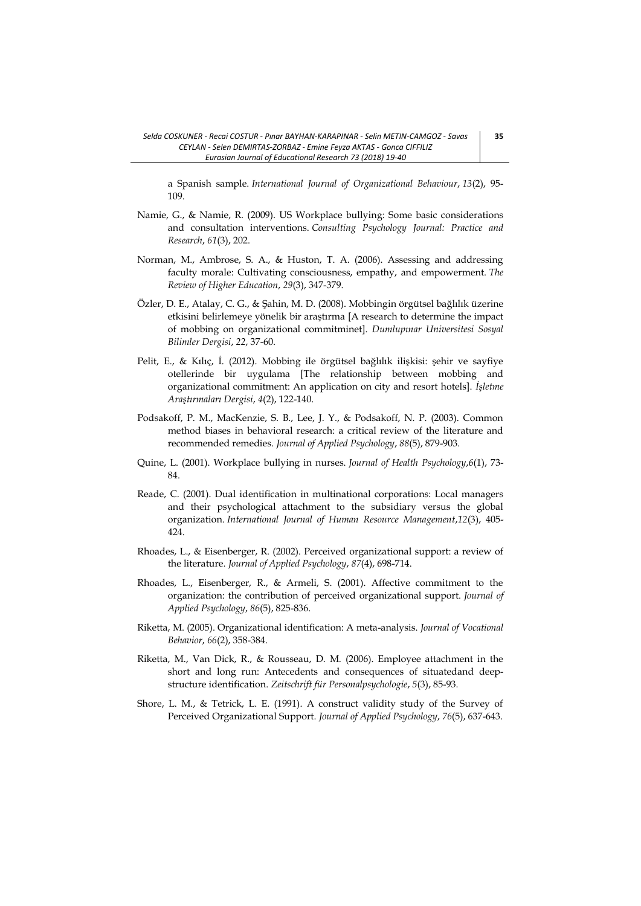a Spanish sample. *International Journal of Organizational Behaviour*, *13*(2), 95-109.

Namie, G., & Namie, R. (2009). US Workplace bullying: Some basic considerations and consultation interventions. *Consulting Psychology Journal: Practice and Research*, *61*(3), 202.

Norman, M., Ambrose, S. A., & Huston, T. A. (2006). Assessing and addressing faculty morale: Cultivating consciousness, empathy, and empowerment. *The Review of Higher Education*, *29*(3), 347-379.

Özler, D. E., Atalay, C. G., & Şahin, M. D. (2008). Mobbingin örgütsel bağlılık üzerine etkisini belirlemeye yönelik bir araştırma [A research to determine the impact of mobbing on organizational commitminet]. *Dumlupınar Universitesi Sosyal Bilimler Dergisi*, *22*, 37-60.

Pelit, E., & Kılıç, İ. (2012). Mobbing ile örgütsel bağlılık ilişkisi: şehir ve sayfiye otellerinde bir uygulama [The relationship between mobbing and organizational commitment: An application on city and resort hotels]. *İşletme Araştırmaları Dergisi*, *4*(2), 122-140.

Podsakoff, P. M., MacKenzie, S. B., Lee, J. Y., & Podsakoff, N. P. (2003). Common method biases in behavioral research: a critical review of the literature and recommended remedies. *Journal of Applied Psychology*, *88*(5), 879-903.

Quine, L. (2001). Workplace bullying in nurses. *Journal of Health Psychology*,*6*(1), 73-84.

Reade, C. (2001). Dual identification in multinational corporations: Local managers and their psychological attachment to the subsidiary versus the global organization. *International Journal of Human Resource Management*,*12*(3), 405-424.

Rhoades, L., & Eisenberger, R. (2002). Perceived organizational support: a review of the literature. *Journal of Applied Psychology*, *87*(4), 698-714.

Rhoades, L., Eisenberger, R., & Armeli, S. (2001). Affective commitment to the organization: the contribution of perceived organizational support. *Journal of Applied Psychology*, *86*(5), 825-836.

Riketta, M. (2005). Organizational identification: A meta-analysis. *Journal of Vocational Behavior*, *66*(2), 358-384.

Riketta, M., Van Dick, R., & Rousseau, D. M. (2006). Employee attachment in the short and long run: Antecedents and consequences of situatedand deep-structure identification. *Zeitschrift für Personalpsychologie*, *5*(3), 85-93.

Shore, L. M., & Tetrick, L. E. (1991). A construct validity study of the Survey of Perceived Organizational Support. *Journal of Applied Psychology*, *76*(5), 637-643.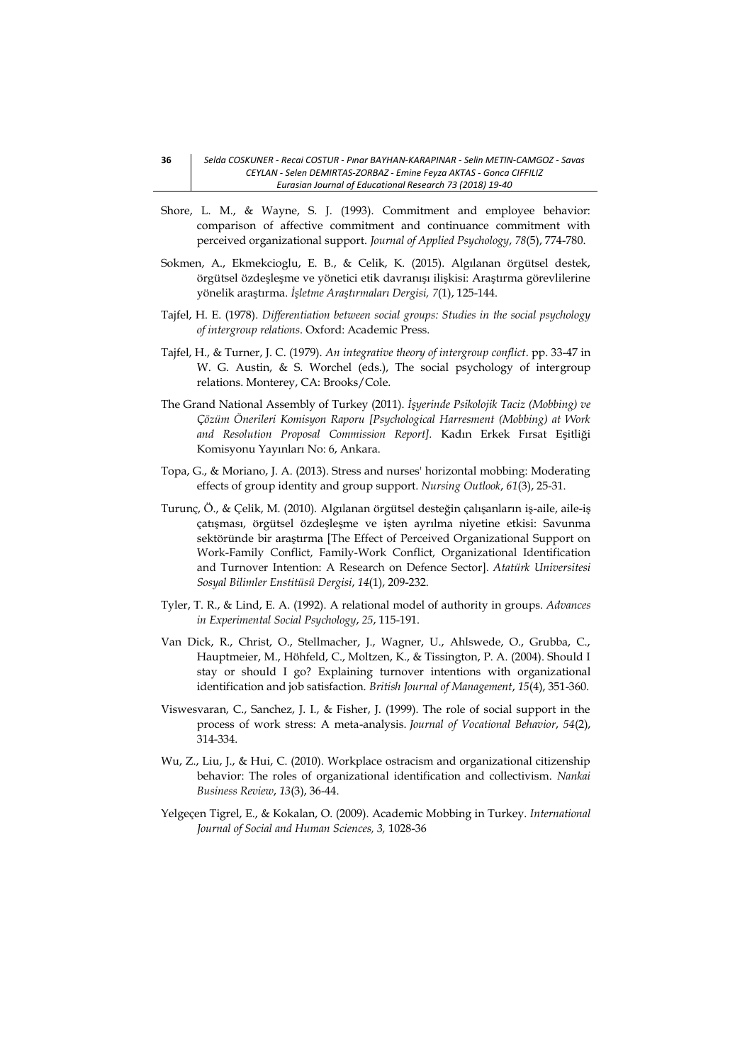Shore, L. M., & Wayne, S. J. (1993). Commitment and employee behavior: comparison of affective commitment and continuance commitment with perceived organizational support. *Journal of Applied Psychology*, *78*(5), 774-780.

Sokmen, A., Ekmekcioglu, E. B., & Celik, K. (2015). Algılanan örgütsel destek, örgütsel özdeşleşme ve yönetici etik davranışı ilişkisi: Araştırma görevlilerine yönelik araştırma. *İşletme Araştırmaları Dergisi, 7*(1), 125-144.

Tajfel, H. E. (1978). *Differentiation between social groups: Studies in the social psychology of intergroup relations*. Oxford: Academic Press.

Tajfel, H., & Turner, J. C. (1979). *An integrative theory of intergroup conflict*. pp. 33-47 in W. G. Austin, & S. Worchel (eds.), The social psychology of intergroup relations. Monterey, CA: Brooks/Cole.

The Grand National Assembly of Turkey (2011). *İşyerinde Psikolojik Taciz (Mobbing) ve Çözüm Önerileri Komisyon Raporu [Psychological Harresment (Mobbing) at Work and Resolution Proposal Commission Report].* Kadın Erkek Fırsat Eşitliği Komisyonu Yayınları No: 6, Ankara.

Topa, G., & Moriano, J. A. (2013). Stress and nurses' horizontal mobbing: Moderating effects of group identity and group support. *Nursing Outlook*, *61*(3), 25-31.

Turunç, Ö., & Çelik, M. (2010). Algılanan örgütsel desteğin çalışanların iş-aile, aile-iş çatışması, örgütsel özdeşleşme ve işten ayrılma niyetine etkisi: Savunma sektöründe bir araştırma [The Effect of Perceived Organizational Support on Work-Family Conflict, Family-Work Conflict, Organizational Identification and Turnover Intention: A Research on Defence Sector]. *Atatürk Universitesi Sosyal Bilimler Enstitüsü Dergisi*, *14*(1), 209-232.

Tyler, T. R., & Lind, E. A. (1992). A relational model of authority in groups. *Advances in Experimental Social Psychology*, *25*, 115-191.

Van Dick, R., Christ, O., Stellmacher, J., Wagner, U., Ahlswede, O., Grubba, C., Hauptmeier, M., Höhfeld, C., Moltzen, K., & Tissington, P. A. (2004). Should I stay or should I go? Explaining turnover intentions with organizational identification and job satisfaction. *British Journal of Management*, *15*(4), 351-360.

Viswesvaran, C., Sanchez, J. I., & Fisher, J. (1999). The role of social support in the process of work stress: A meta-analysis. *Journal of Vocational Behavior*, *54*(2), 314-334.

Wu, Z., Liu, J., & Hui, C. (2010). Workplace ostracism and organizational citizenship behavior: The roles of organizational identification and collectivism. *Nankai Business Review*, *13*(3), 36-44.

Yelgeçen Tigrel, E., & Kokalan, O. (2009). Academic Mobbing in Turkey. *International Journal of Social and Human Sciences, 3,* 1028-36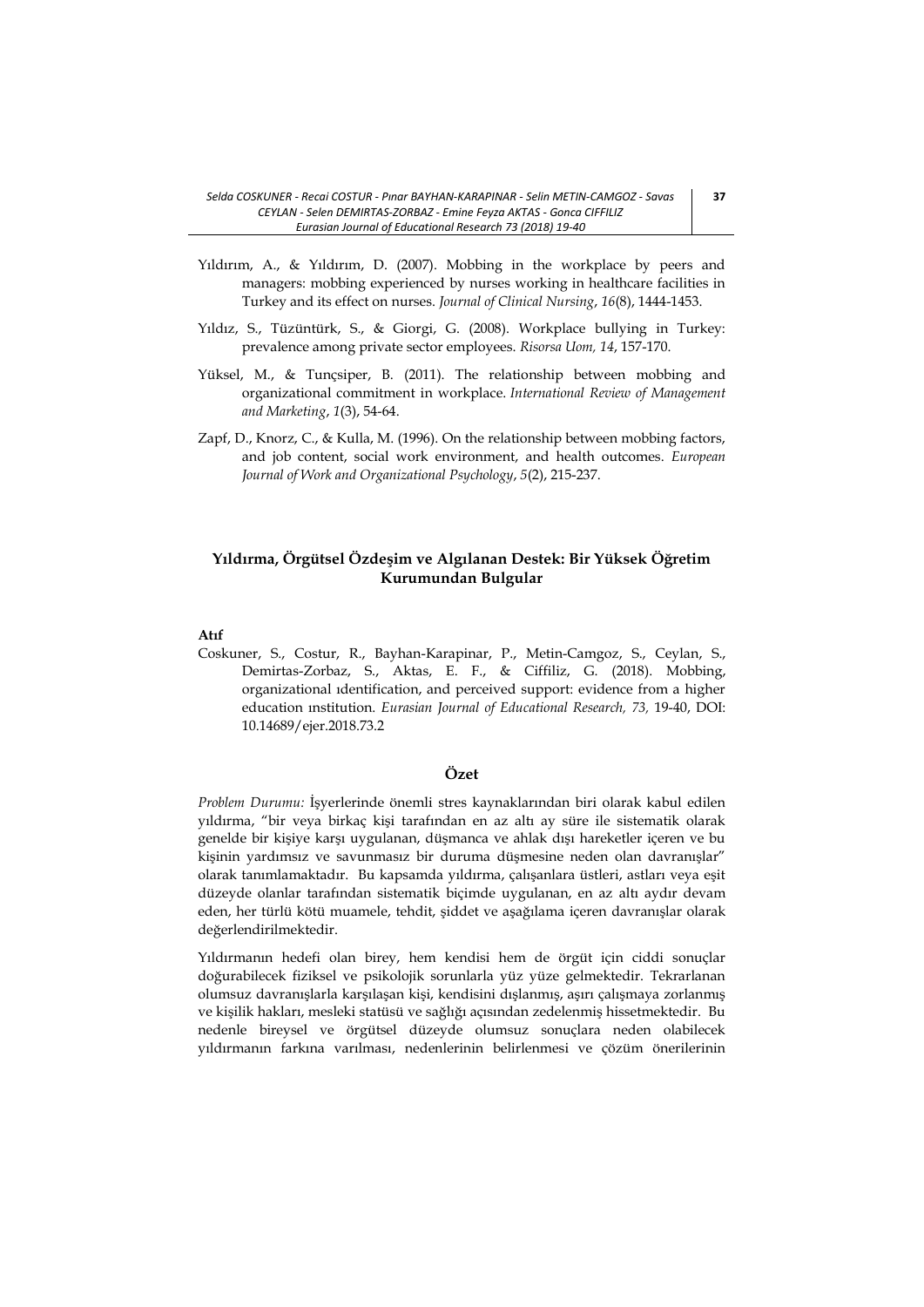Yıldırım, A., & Yıldırım, D. (2007). Mobbing in the workplace by peers and managers: mobbing experienced by nurses working in healthcare facilities in Turkey and its effect on nurses. *Journal of Clinical Nursing*, *16*(8), 1444-1453.

Yıldız, S., Tüzüntürk, S., & Giorgi, G. (2008). Workplace bullying in Turkey: prevalence among private sector employees. *Risorsa Uom, 14*, 157-170.

Yüksel, M., & Tunçsiper, B. (2011). The relationship between mobbing and organizational commitment in workplace. *International Review of Management and Marketing*, *1*(3), 54-64.

Zapf, D., Knorz, C., & Kulla, M. (1996). On the relationship between mobbing factors, and job content, social work environment, and health outcomes. *European Journal of Work and Organizational Psychology*, *5*(2), 215-237.

## Yıldırma, Örgütsel Özdeşim ve Algılanan Destek: Bir Yüksek Öğretim Kurumundan Bulgular

**Atıf**

Coskuner, S., Costur, R., Bayhan-Karapinar, P., Metin-Camgoz, S., Ceylan, S., Demirtas-Zorbaz, S., Aktas, E. F., & Ciffiliz, G. (2018). Mobbing, organizational ıdentification, and perceived support: evidence from a higher education ınstitution. *Eurasian Journal of Educational Research, 73,* 19-40, DOI: 10.14689/ejer.2018.73.2

### Özet

*Problem Durumu:* İşyerlerinde önemli stres kaynaklarından biri olarak kabul edilen yıldırma, "bir veya birkaç kişi tarafından en az altı ay süre ile sistematik olarak genelde bir kişiye karşı uygulanan, düşmanca ve ahlak dışı hareketler içeren ve bu kişinin yardımsız ve savunmasız bir duruma düşmesine neden olan davranışlar" olarak tanımlamaktadır. Bu kapsamda yıldırma, çalışanlara üstleri, astları veya eşit düzeyde olanlar tarafından sistematik biçimde uygulanan, en az altı aydır devam eden, her türlü kötü muamele, tehdit, şiddet ve aşağılama içeren davranışlar olarak değerlendirilmektedir.

Yıldırmanın hedefi olan birey, hem kendisi hem de örgüt için ciddi sonuçlar doğurabilecek fiziksel ve psikolojik sorunlarla yüz yüze gelmektedir. Tekrarlanan olumsuz davranışlarla karşılaşan kişi, kendisini dışlanmış, aşırı çalışmaya zorlanmış ve kişilik hakları, mesleki statüsü ve sağlığı açısından zedelenmiş hissetmektedir. Bu nedenle bireysel ve örgütsel düzeyde olumsuz sonuçlara neden olabilecek yıldırmanın farkına varılması, nedenlerinin belirlenmesi ve çözüm önerilerinin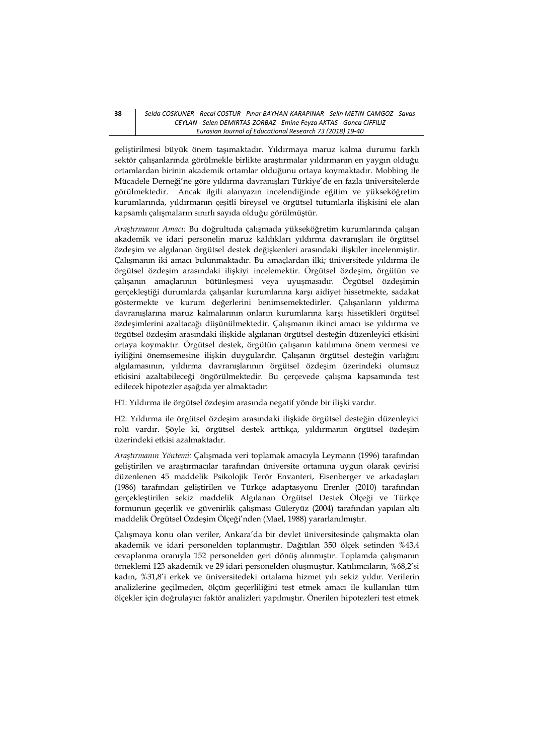geliştirilmesi büyük önem taşımaktadır. Yıldırmaya maruz kalma durumu farklı sektör çalışanlarında görülmekle birlikte araştırmalar yıldırmanın en yaygın olduğu ortamlardan birinin akademik ortamlar olduğunu ortaya koymaktadır. Mobbing ile Mücadele Derneği'ne göre yıldırma davranışları Türkiye'de en fazla üniversitelerde görülmektedir. Ancak ilgili alanyazın incelendiğinde eğitim ve yükseköğretim kurumlarında, yıldırmanın çeşitli bireysel ve örgütsel tutumlarla ilişkisini ele alan kapsamlı çalışmaların sınırlı sayıda olduğu görülmüştür.

*Araştırmanın Amacı:* Bu doğrultuda çalışmada yükseköğretim kurumlarında çalışan akademik ve idari personelin maruz kaldıkları yıldırma davranışları ile örgütsel özdeşim ve algılanan örgütsel destek değişkenleri arasındaki ilişkiler incelenmiştir. Çalışmanın iki amacı bulunmaktadır. Bu amaçlardan ilki; üniversitede yıldırma ile örgütsel özdeşim arasındaki ilişkiyi incelemektir. Örgütsel özdeşim, örgütün ve çalışanın amaçlarının bütünleşmesi veya uyuşmasıdır. Örgütsel özdeşimin gerçekleştiği durumlarda çalışanlar kurumlarına karşı aidiyet hissetmekte, sadakat göstermekte ve kurum değerlerini benimsemektedirler. Çalışanların yıldırma davranışlarına maruz kalmalarının onların kurumlarına karşı hissetikleri örgütsel özdeşimlerini azaltacağı düşünülmektedir. Çalışmanın ikinci amacı ise yıldırma ve örgütsel özdeşim arasındaki ilişkide algılanan örgütsel desteğin düzenleyici etkisini ortaya koymaktır. Örgütsel destek, örgütün çalışanın katılımına önem vermesi ve iyiliğini önemsemesine ilişkin duygulardır. Çalışanın örgütsel desteğin varlığını algılamasının, yıldırma davranışlarının örgütsel özdeşim üzerindeki olumsuz etkisini azaltabileceği öngörülmektedir. Bu çerçevede çalışma kapsamında test edilecek hipotezler aşağıda yer almaktadır:

H1: Yıldırma ile örgütsel özdeşim arasında negatif yönde bir ilişki vardır.

H2: Yıldırma ile örgütsel özdeşim arasındaki ilişkide örgütsel desteğin düzenleyici rolü vardır. Şöyle ki, örgütsel destek arttıkça, yıldırmanın örgütsel özdeşim üzerindeki etkisi azalmaktadır.

*Araştırmanın Yöntemi:* Çalışmada veri toplamak amacıyla Leymann (1996) tarafından geliştirilen ve araştırmacılar tarafından üniversite ortamına uygun olarak çevirisi düzenlenen 45 maddelik Psikolojik Terör Envanteri, Eisenberger ve arkadaşları (1986) tarafından geliştirilen ve Türkçe adaptasyonu Erenler (2010) tarafından gerçekleştirilen sekiz maddelik Algılanan Örgütsel Destek Ölçeği ve Türkçe formunun geçerlik ve güvenirlik çalışması Güleryüz (2004) tarafından yapılan altı maddelik Örgütsel Özdeşim Ölçeği'nden (Mael, 1988) yararlanılmıştır.

Çalışmaya konu olan veriler, Ankara'da bir devlet üniversitesinde çalışmakta olan akademik ve idari personelden toplanmıştır. Dağıtılan 350 ölçek setinden %43,4 cevaplanma oranıyla 152 personelden geri dönüş alınmıştır. Toplamda çalışmanın örneklemi 123 akademik ve 29 idari personelden oluşmuştur. Katılımcıların, %68,2'si kadın, %31,8'i erkek ve üniversitedeki ortalama hizmet yılı sekiz yıldır. Verilerin analizlerine geçilmeden, ölçüm geçerliliğini test etmek amacı ile kullanılan tüm ölçekler için doğrulayıcı faktör analizleri yapılmıştır. Önerilen hipotezleri test etmek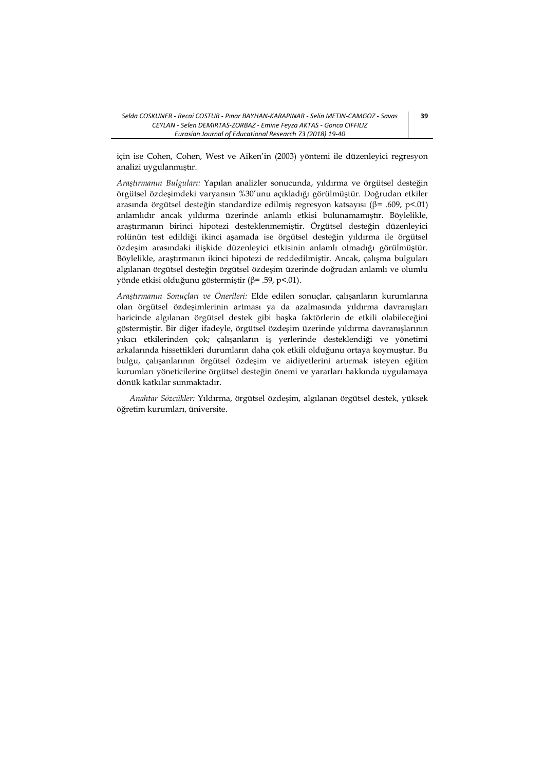için ise Cohen, Cohen, West ve Aiken'in (2003) yöntemi ile düzenleyici regresyon analizi uygulanmıştır.

*Araştırmanın Bulguları:* Yapılan analizler sonucunda, yıldırma ve örgütsel desteğin örgütsel özdeşimdeki varyansın %30'unu açıkladığı görülmüştür. Doğrudan etkiler arasında örgütsel desteğin standardize edilmiş regresyon katsayısı ($\beta$= .609, $p$<.01) anlamlıdır ancak yıldırma üzerinde anlamlı etkisi bulunamamıştır. Böylelikle, araştırmanın birinci hipotezi desteklenmemiştir. Örgütsel desteğin düzenleyici rolünün test edildiği ikinci aşamada ise örgütsel desteğin yıldırma ile örgütsel özdeşim arasındaki ilişkide düzenleyici etkisinin anlamlı olmadığı görülmüştür. Böylelikle, araştırmanın ikinci hipotezi de reddedilmiştir. Ancak, çalışma bulguları algılanan örgütsel desteğin örgütsel özdeşim üzerinde doğrudan anlamlı ve olumlu yönde etkisi olduğunu göstermiştir ($\beta$= .59, $p$<.01).

*Araştırmanın Sonuçları ve Önerileri:* Elde edilen sonuçlar, çalışanların kurumlarına olan örgütsel özdeşimlerinin artması ya da azalmasında yıldırma davranışları haricinde algılanan örgütsel destek gibi başka faktörlerin de etkili olabileceğini göstermiştir. Bir diğer ifadeyle, örgütsel özdeşim üzerinde yıldırma davranışlarının yıkıcı etkilerinden çok; çalışanların iş yerlerinde desteklendiği ve yönetimi arkalarında hissettikleri durumların daha çok etkili olduğunu ortaya koymuştur. Bu bulgu, çalışanlarının örgütsel özdeşim ve aidiyetlerini artırmak isteyen eğitim kurumları yöneticilerine örgütsel desteğin önemi ve yararları hakkında uygulamaya dönük katkılar sunmaktadır.

*Anahtar Sözcükler:* Yıldırma, örgütsel özdeşim, algılanan örgütsel destek, yüksek öğretim kurumları, üniversite.